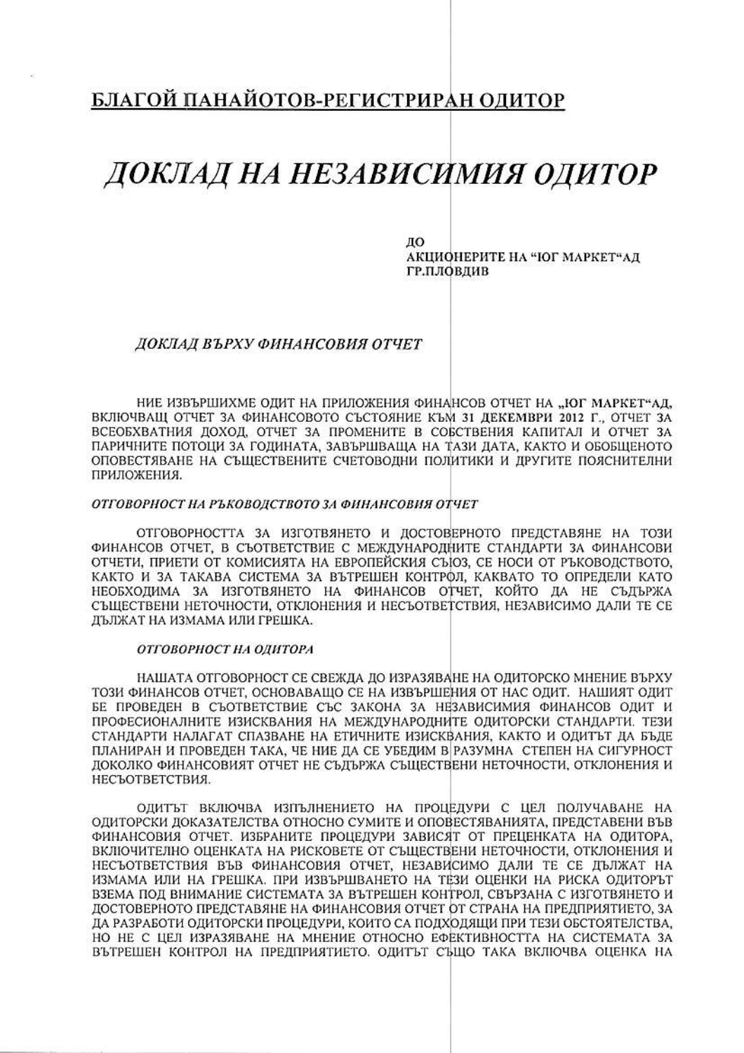## БЛАГОЙ ПАНАЙОТОВ-РЕГИСТРИРАН ОДИТОР

# *ДОКЛАД НА НЕЗАВИСИМИЯ ОДИТОР*

ДО
АКЦИОНЕРИТЕ НА "ЮГ МАРКЕТ"АД
ГР.ПЛОВДИВ

### *ДОКЛАД ВЪРХУ ФИНАНСОВИЯ ОТЧЕТ*

НИЕ ИЗВЪРШИХМЕ ОДИТ НА ПРИЛОЖЕНИЯ ФИНАНСОВ ОТЧЕТ НА „ЮГ МАРКЕТ"АД, ВКЛЮЧВАЩ ОТЧЕТ ЗА ФИНАНСОВОТО СЪСТОЯНИЕ КЪМ **31 ДЕКЕМВРИ 2012 Г.**, ОТЧЕТ ЗА ВСЕОБХВАТНИЯ ДОХОД, ОТЧЕТ ЗА ПРОМЕНИТЕ В СОБСТВЕНИЯ КАПИТАЛ И ОТЧЕТ ЗА ПАРИЧНИТЕ ПОТОЦИ ЗА ГОДИНАТА, ЗАВЪРШВАЩА НА ТАЗИ ДАТА, КАКТО И ОБОБЩЕНОТО ОПОВЕСТЯВАНЕ НА СЪЩЕСТВЕНИТЕ СЧЕТОВОДНИ ПОЛИТИКИ И ДРУГИТЕ ПОЯСНИТЕЛНИ ПРИЛОЖЕНИЯ.

#### *ОТГОВОРНОСТ НА РЪКОВОДСТВОТО ЗА ФИНАНСОВИЯ ОТЧЕТ*

ОТГОВОРНОСТТА ЗА ИЗГОТВЯНЕТО И ДОСТОВЕРНОТО ПРЕДСТАВЯНЕ НА ТОЗИ ФИНАНСОВ ОТЧЕТ, В СЪОТВЕТСТВИЕ С МЕЖДУНАРОДНИТЕ СТАНДАРТИ ЗА ФИНАНСОВИ ОТЧЕТИ, ПРИЕТИ ОТ КОМИСИЯТА НА ЕВРОПЕЙСКИЯ СЪЮЗ, СЕ НОСИ ОТ РЪКОВОДСТВОТО, КАКТО И ЗА ТАКАВА СИСТЕМА ЗА ВЪТРЕШЕН КОНТРОЛ, КАКВАТО ТО ОПРЕДЕЛИ КАТО НЕОБХОДИМА ЗА ИЗГОТВЯНЕТО НА ФИНАНСОВ ОТЧЕТ, КОЙТО ДА НЕ СЪДЪРЖА СЪЩЕСТВЕНИ НЕТОЧНОСТИ, ОТКЛОНЕНИЯ И НЕСЪОТВЕТСТВИЯ, НЕЗАВИСИМО ДАЛИ ТЕ СЕ ДЪЛЖАТ НА ИЗМАМА ИЛИ ГРЕШКА.

#### *ОТГОВОРНОСТ НА ОДИТОРА*

НАШАТА ОТГОВОРНОСТ СЕ СВЕЖДА ДО ИЗРАЗЯВАНЕ НА ОДИТОРСКО МНЕНИЕ ВЪРХУ ТОЗИ ФИНАНСОВ ОТЧЕТ, ОСНОВАВАЩО СЕ НА ИЗВЪРШЕНИЯ ОТ НАС ОДИТ. НАШИЯТ ОДИТ БЕ ПРОВЕДЕН В СЪОТВЕТСТВИЕ СЪС ЗАКОНА ЗА НЕЗАВИСИМИЯ ФИНАНСОВ ОДИТ И ПРОФЕСИОНАЛНИТЕ ИЗИСКВАНИЯ НА МЕЖДУНАРОДНИТЕ ОДИТОРСКИ СТАНДАРТИ. ТЕЗИ СТАНДАРТИ НАЛАГАТ СПАЗВАНЕ НА ЕТИЧНИТЕ ИЗИСКВАНИЯ, КАКТО И ОДИТЪТ ДА БЪДЕ ПЛАНИРАН И ПРОВЕДЕН ТАКА, ЧЕ НИЕ ДА СЕ УБЕДИМ В РАЗУМНА СТЕПЕН НА СИГУРНОСТ ДОКОЛКО ФИНАНСОВИЯТ ОТЧЕТ НЕ СЪДЪРЖА СЪЩЕСТВЕНИ НЕТОЧНОСТИ, ОТКЛОНЕНИЯ И НЕСЪОТВЕТСТВИЯ.

ОДИТЪТ ВКЛЮЧВА ИЗПЪЛНЕНИЕТО НА ПРОЦЕДУРИ С ЦЕЛ ПОЛУЧАВАНЕ НА ОДИТОРСКИ ДОКАЗАТЕЛСТВА ОТНОСНО СУМИТЕ И ОПОВЕСТЯВАНИЯТА, ПРЕДСТАВЕНИ ВЪВ ФИНАНСОВИЯ ОТЧЕТ. ИЗБРАНИТЕ ПРОЦЕДУРИ ЗАВИСЯТ ОТ ПРЕЦЕНКАТА НА ОДИТОРА, ВКЛЮЧИТЕЛНО ОЦЕНКАТА НА РИСКОВЕТЕ ОТ СЪЩЕСТВЕНИ НЕТОЧНОСТИ, ОТКЛОНЕНИЯ И НЕСЪОТВЕТСТВИЯ ВЪВ ФИНАНСОВИЯ ОТЧЕТ, НЕЗАВИСИМО ДАЛИ ТЕ СЕ ДЪЛЖАТ НА ИЗМАМА ИЛИ НА ГРЕШКА. ПРИ ИЗВЪРШВАНЕТО НА ТЕЗИ ОЦЕНКИ НА РИСКА ОДИТОРЪТ ВЗЕМА ПОД ВНИМАНИЕ СИСТЕМАТА ЗА ВЪТРЕШЕН КОНТРОЛ, СВЪРЗАНА С ИЗГОТВЯНЕТО И ДОСТОВЕРНОТО ПРЕДСТАВЯНЕ НА ФИНАНСОВИЯ ОТЧЕТ ОТ СТРАНА НА ПРЕДПРИЯТИЕТО, ЗА ДА РАЗРАБОТИ ОДИТОРСКИ ПРОЦЕДУРИ, КОИТО СА ПОДХОДЯЩИ ПРИ ТЕЗИ ОБСТОЯТЕЛСТВА, НО НЕ С ЦЕЛ ИЗРАЗЯВАНЕ НА МНЕНИЕ ОТНОСНО ЕФЕКТИВНОСТТА НА СИСТЕМАТА ЗА ВЪТРЕШЕН КОНТРОЛ НА ПРЕДПРИЯТИЕТО. ОДИТЪТ СЪЩО ТАКА ВКЛЮЧВА ОЦЕНКА НА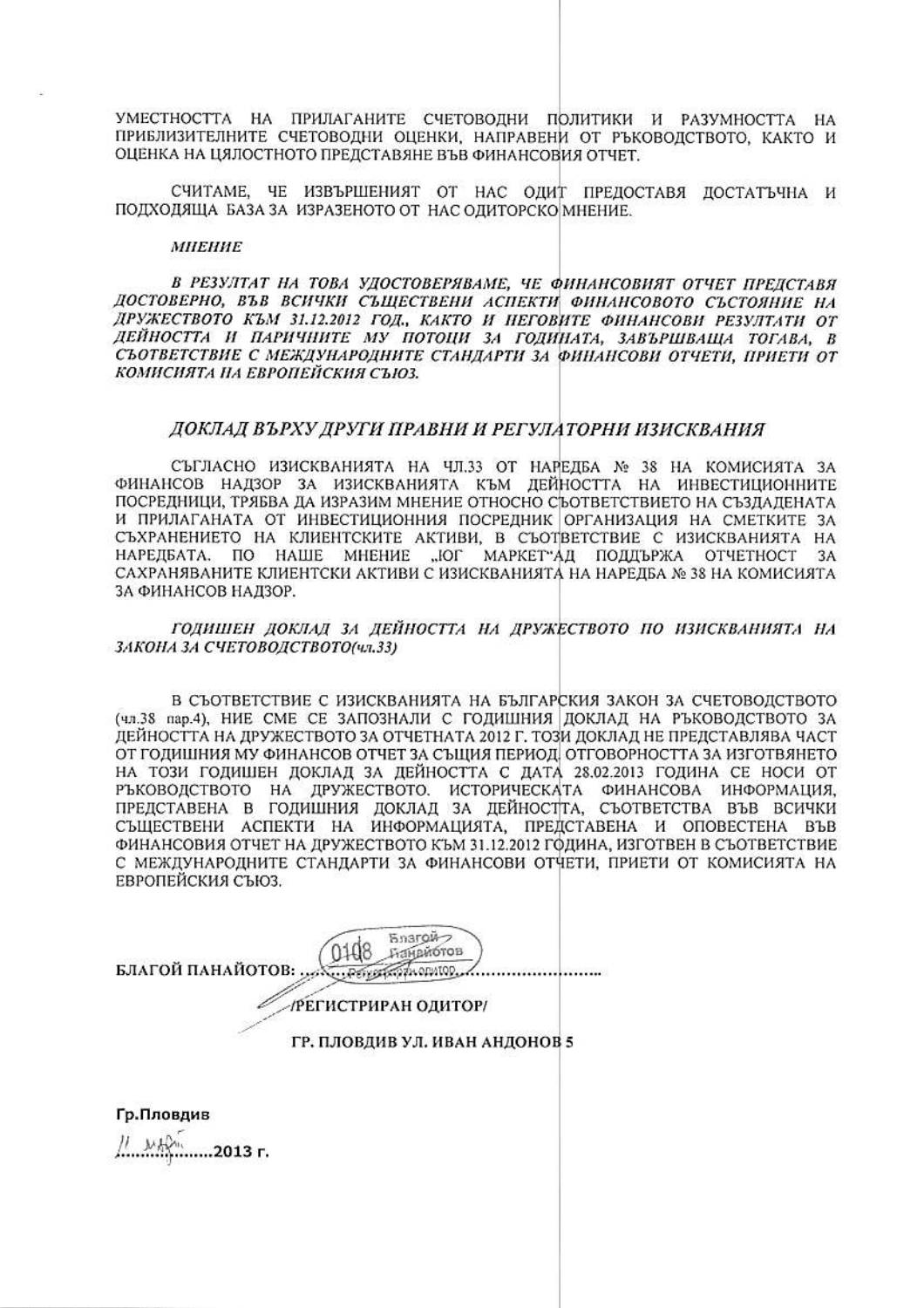УМЕСТНОСТТА НА ПРИЛАГАНИТЕ СЧЕТОВОДНИ ПОЛИТИКИ И РАЗУМНОСТТА НА ПРИБЛИЗИТЕЛНИТЕ СЧЕТОВОДНИ ОЦЕНКИ, НАПРАВЕНИ ОТ РЪКОВОДСТВОТО, КАКТО И ОЦЕНКА НА ЦЯЛОСТНОТО ПРЕДСТАВЯНЕ ВЪВ ФИНАНСОВИЯ ОТЧЕТ.

СЧИТАМЕ, ЧЕ ИЗВЪРШЕНИЯТ ОТ НАС ОДИТ ПРЕДОСТАВЯ ДОСТАТЪЧНА И ПОДХОДЯЩА БАЗА ЗА ИЗРАЗЕНОТО ОТ НАС ОДИТОРСКО МНЕНИЕ.

*МНЕНИЕ*

***В РЕЗУЛТАТ НА ТОВА УДОСТОВЕРЯВАМЕ, ЧЕ ФИНАНСОВИЯТ ОТЧЕТ ПРЕДСТАВЯ ДОСТОВЕРНО, ВЪВ ВСИЧКИ СЪЩЕСТВЕНИ АСПЕКТИ ФИНАНСОВОТО СЪСТОЯНИЕ НА ДРУЖЕСТВОТО КЪМ 31.12.2012 ГОД., КАКТО И НЕГОВИТЕ ФИНАНСОВИ РЕЗУЛТАТИ ОТ ДЕЙНОСТТА И ПАРИЧНИТЕ МУ ПОТОЦИ ЗА ГОДИНАТА, ЗАВЪРШВАЩА ТОГАВА, В СЪОТВЕТСТВИЕ С МЕЖДУНАРОДНИТЕ СТАНДАРТИ ЗА ФИНАНСОВИ ОТЧЕТИ, ПРИЕТИ ОТ КОМИСИЯТА НА ЕВРОПЕЙСКИЯ СЪЮЗ.***

## *ДОКЛАД ВЪРХУ ДРУГИ ПРАВНИ И РЕГУЛАТОРНИ ИЗИСКВАНИЯ*

СЪГЛАСНО ИЗИСКВАНИЯТА НА ЧЛ.33 ОТ НАРЕДБА № 38 НА КОМИСИЯТА ЗА ФИНАНСОВ НАДЗОР ЗА ИЗИСКВАНИЯТА КЪМ ДЕЙНОСТТА НА ИНВЕСТИЦИОННИТЕ ПОСРЕДНИЦИ, ТРЯБВА ДА ИЗРАЗИМ МНЕНИЕ ОТНОСНО СЪОТВЕТСТВИЕТО НА СЪЗДАДЕНАТА И ПРИЛАГАНАТА ОТ ИНВЕСТИЦИОННИЯ ПОСРЕДНИК ОРГАНИЗАЦИЯ НА СМЕТКИТЕ ЗА СЪХРАНЕНИЕТО НА КЛИЕНТСКИТЕ АКТИВИ, В СЪОТВЕТСТВИЕ С ИЗИСКВАНИЯТА НА НАРЕДБАТА. ПО НАШЕ МНЕНИЕ „ЮГ МАРКЕТ"АД ПОДДЪРЖА ОТЧЕТНОСТ ЗА САХРАНЯВАНИТЕ КЛИЕНТСКИ АКТИВИ С ИЗИСКВАНИЯТА НА НАРЕДБА № 38 НА КОМИСИЯТА ЗА ФИНАНСОВ НАДЗОР.

*ГОДИШЕН ДОКЛАД ЗА ДЕЙНОСТТА НА ДРУЖЕСТВОТО ПО ИЗИСКВАНИЯТА НА ЗАКОНА ЗА СЧЕТОВОДСТВОТО(чл.33)*

В СЪОТВЕТСТВИЕ С ИЗИСКВАНИЯТА НА БЪЛГАРСКИЯ ЗАКОН ЗА СЧЕТОВОДСТВОТО (чл.38 пар.4), НИЕ СМЕ СЕ ЗАПОЗНАЛИ С ГОДИШНИЯ ДОКЛАД НА РЪКОВОДСТВОТО ЗА ДЕЙНОСТТА НА ДРУЖЕСТВОТО ЗА ОТЧЕТНАТА 2012 Г. ТОЗИ ДОКЛАД НЕ ПРЕДСТАВЛЯВА ЧАСТ ОТ ГОДИШНИЯ МУ ФИНАНСОВ ОТЧЕТ ЗА СЪЩИЯ ПЕРИОД. ОТГОВОРНОСТТА ЗА ИЗГОТВЯНЕТО НА ТОЗИ ГОДИШЕН ДОКЛАД ЗА ДЕЙНОСТТА С ДАТА 28.02.2013 ГОДИНА СЕ НОСИ ОТ РЪКОВОДСТВОТО НА ДРУЖЕСТВОТО. ИСТОРИЧЕСКАТА ФИНАНСОВА ИНФОРМАЦИЯ, ПРЕДСТАВЕНА В ГОДИШНИЯ ДОКЛАД ЗА ДЕЙНОСТТА, СЪОТВЕТСТВА ВЪВ ВСИЧКИ СЪЩЕСТВЕНИ АСПЕКТИ НА ИНФОРМАЦИЯТА, ПРЕДСТАВЕНА И ОПОВЕСТЕНА ВЪВ ФИНАНСОВИЯ ОТЧЕТ НА ДРУЖЕСТВОТО КЪМ 31.12.2012 ГОДИНА, ИЗГОТВЕН В СЪОТВЕТСТВИЕ С МЕЖДУНАРОДНИТЕ СТАНДАРТИ ЗА ФИНАНСОВИ ОТЧЕТИ, ПРИЕТИ ОТ КОМИСИЯТА НА ЕВРОПЕЙСКИЯ СЪЮЗ.

**БЛАГОЙ ПАНАЙОТОВ:** ........................................

0108 Благой Панайотов Регистриран одитор

**/РЕГИСТРИРАН ОДИТОР/**

**ГР. ПЛОВДИВ УЛ. ИВАН АНДОНОВ 5**

**Гр.Пловдив**

**11 март 2013 г.**